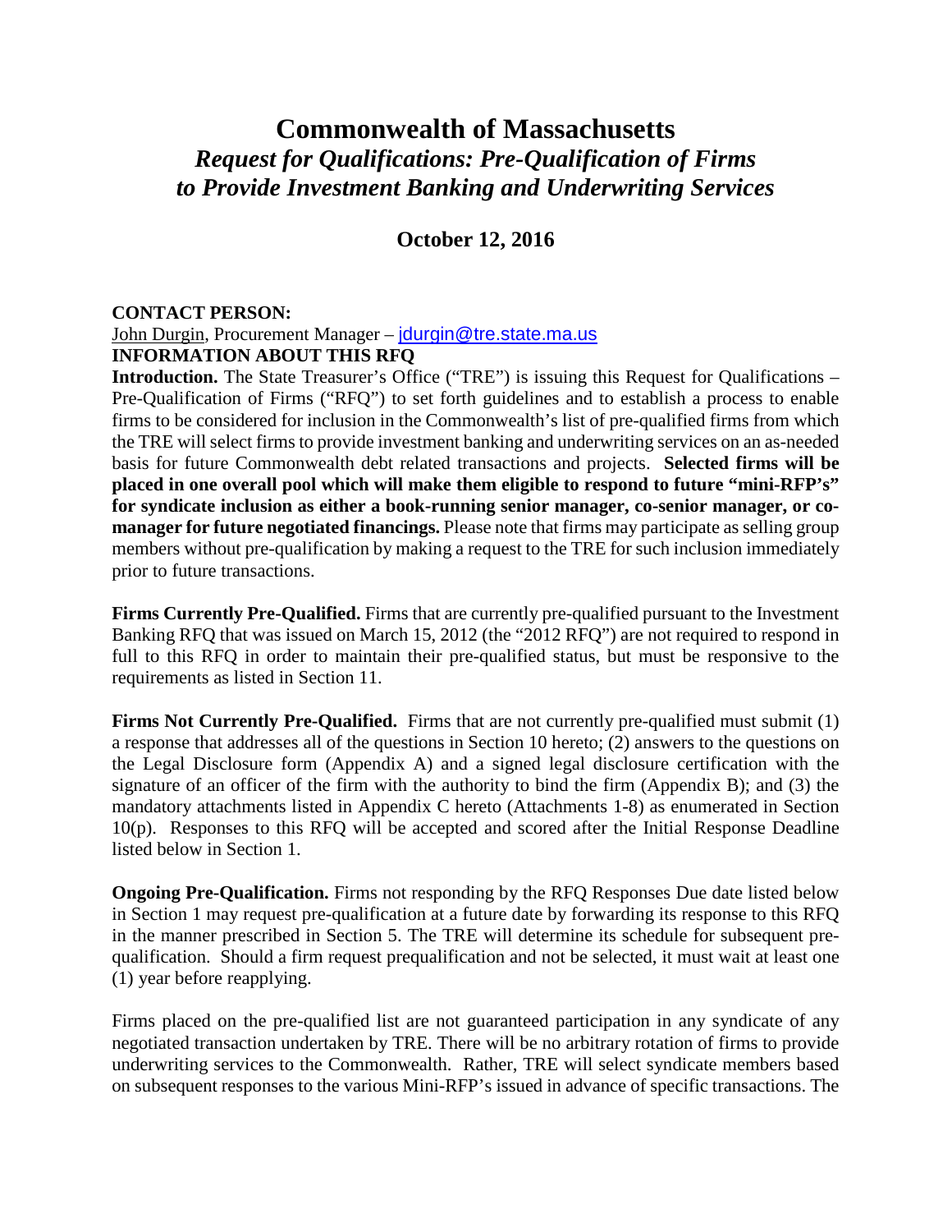# Commonwealth of Massachusetts

## *Request for Qualifications: Pre-Qualification of Firms to Provide Investment Banking and Underwriting Services*

### October 12, 2016

**CONTACT PERSON:**

John Durgin, Procurement Manager – jdurgin@tre.state.ma.us

**INFORMATION ABOUT THIS RFQ**

**Introduction.** The State Treasurer's Office ("TRE") is issuing this Request for Qualifications – Pre-Qualification of Firms ("RFQ") to set forth guidelines and to establish a process to enable firms to be considered for inclusion in the Commonwealth's list of pre-qualified firms from which the TRE will select firms to provide investment banking and underwriting services on an as-needed basis for future Commonwealth debt related transactions and projects. **Selected firms will be placed in one overall pool which will make them eligible to respond to future "mini-RFP's" for syndicate inclusion as either a book-running senior manager, co-senior manager, or co-manager for future negotiated financings.** Please note that firms may participate as selling group members without pre-qualification by making a request to the TRE for such inclusion immediately prior to future transactions.

**Firms Currently Pre-Qualified.** Firms that are currently pre-qualified pursuant to the Investment Banking RFQ that was issued on March 15, 2012 (the "2012 RFQ") are not required to respond in full to this RFQ in order to maintain their pre-qualified status, but must be responsive to the requirements as listed in Section 11.

**Firms Not Currently Pre-Qualified.** Firms that are not currently pre-qualified must submit (1) a response that addresses all of the questions in Section 10 hereto; (2) answers to the questions on the Legal Disclosure form (Appendix A) and a signed legal disclosure certification with the signature of an officer of the firm with the authority to bind the firm (Appendix B); and (3) the mandatory attachments listed in Appendix C hereto (Attachments 1-8) as enumerated in Section 10(p). Responses to this RFQ will be accepted and scored after the Initial Response Deadline listed below in Section 1.

**Ongoing Pre-Qualification.** Firms not responding by the RFQ Responses Due date listed below in Section 1 may request pre-qualification at a future date by forwarding its response to this RFQ in the manner prescribed in Section 5. The TRE will determine its schedule for subsequent pre-qualification. Should a firm request prequalification and not be selected, it must wait at least one (1) year before reapplying.

Firms placed on the pre-qualified list are not guaranteed participation in any syndicate of any negotiated transaction undertaken by TRE. There will be no arbitrary rotation of firms to provide underwriting services to the Commonwealth. Rather, TRE will select syndicate members based on subsequent responses to the various Mini-RFP's issued in advance of specific transactions. The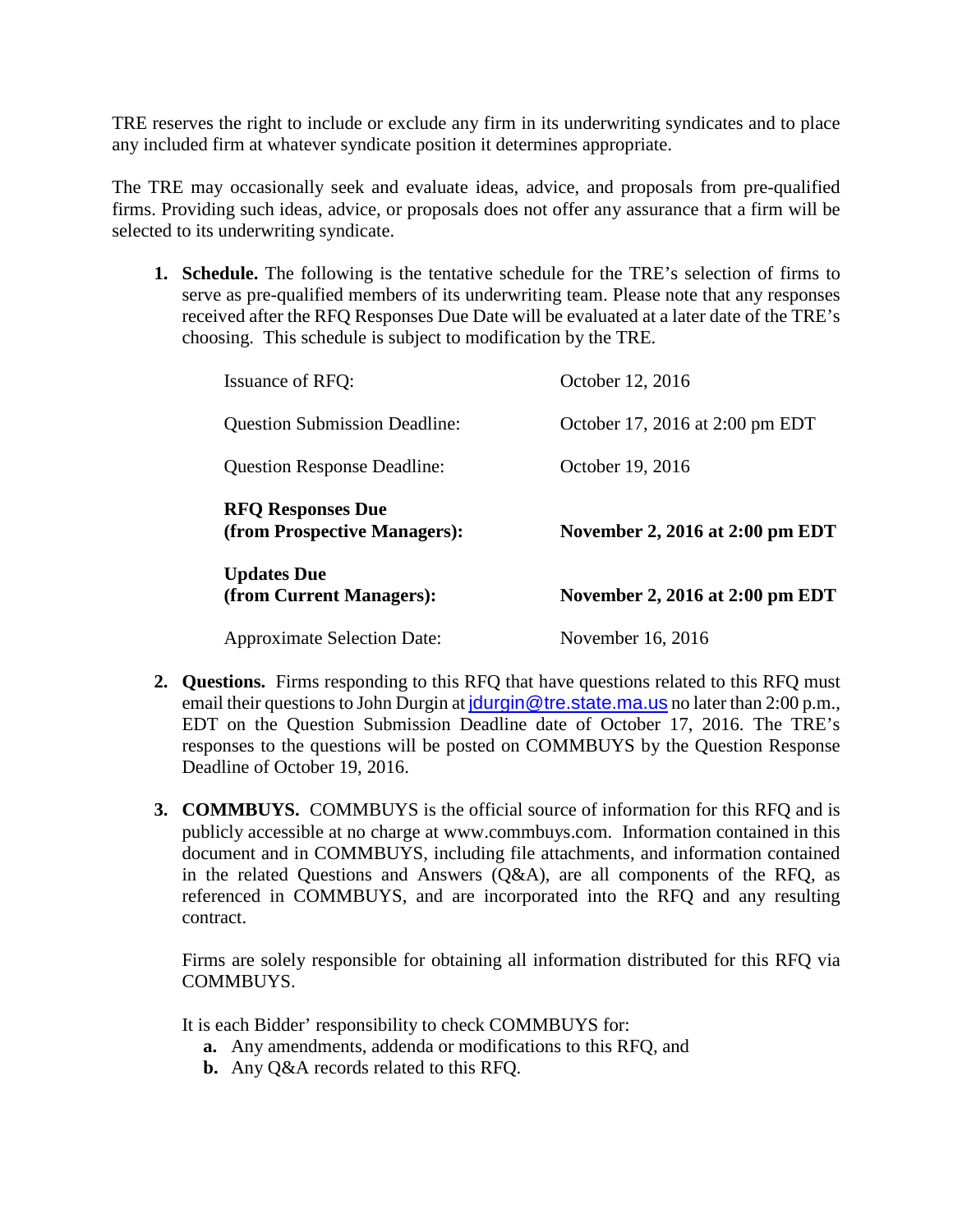TRE reserves the right to include or exclude any firm in its underwriting syndicates and to place any included firm at whatever syndicate position it determines appropriate.

The TRE may occasionally seek and evaluate ideas, advice, and proposals from pre-qualified firms. Providing such ideas, advice, or proposals does not offer any assurance that a firm will be selected to its underwriting syndicate.

1. **Schedule.** The following is the tentative schedule for the TRE's selection of firms to serve as pre-qualified members of its underwriting team. Please note that any responses received after the RFQ Responses Due Date will be evaluated at a later date of the TRE's choosing. This schedule is subject to modification by the TRE.

| | |
|---|---|
| Issuance of RFQ: | October 12, 2016 |
| Question Submission Deadline: | October 17, 2016 at 2:00 pm EDT |
| Question Response Deadline: | October 19, 2016 |
| **RFQ Responses Due (from Prospective Managers):** | **November 2, 2016 at 2:00 pm EDT** |
| **Updates Due (from Current Managers):** | **November 2, 2016 at 2:00 pm EDT** |
| Approximate Selection Date: | November 16, 2016 |

2. **Questions.** Firms responding to this RFQ that have questions related to this RFQ must email their questions to John Durgin at jdurgin@tre.state.ma.us no later than 2:00 p.m., EDT on the Question Submission Deadline date of October 17, 2016. The TRE's responses to the questions will be posted on COMMBUYS by the Question Response Deadline of October 19, 2016.

3. **COMMBUYS.** COMMBUYS is the official source of information for this RFQ and is publicly accessible at no charge at www.commbuys.com. Information contained in this document and in COMMBUYS, including file attachments, and information contained in the related Questions and Answers (Q&A), are all components of the RFQ, as referenced in COMMBUYS, and are incorporated into the RFQ and any resulting contract.

   Firms are solely responsible for obtaining all information distributed for this RFQ via COMMBUYS.

   It is each Bidder' responsibility to check COMMBUYS for:

   **a.** Any amendments, addenda or modifications to this RFQ, and
   **b.** Any Q&A records related to this RFQ.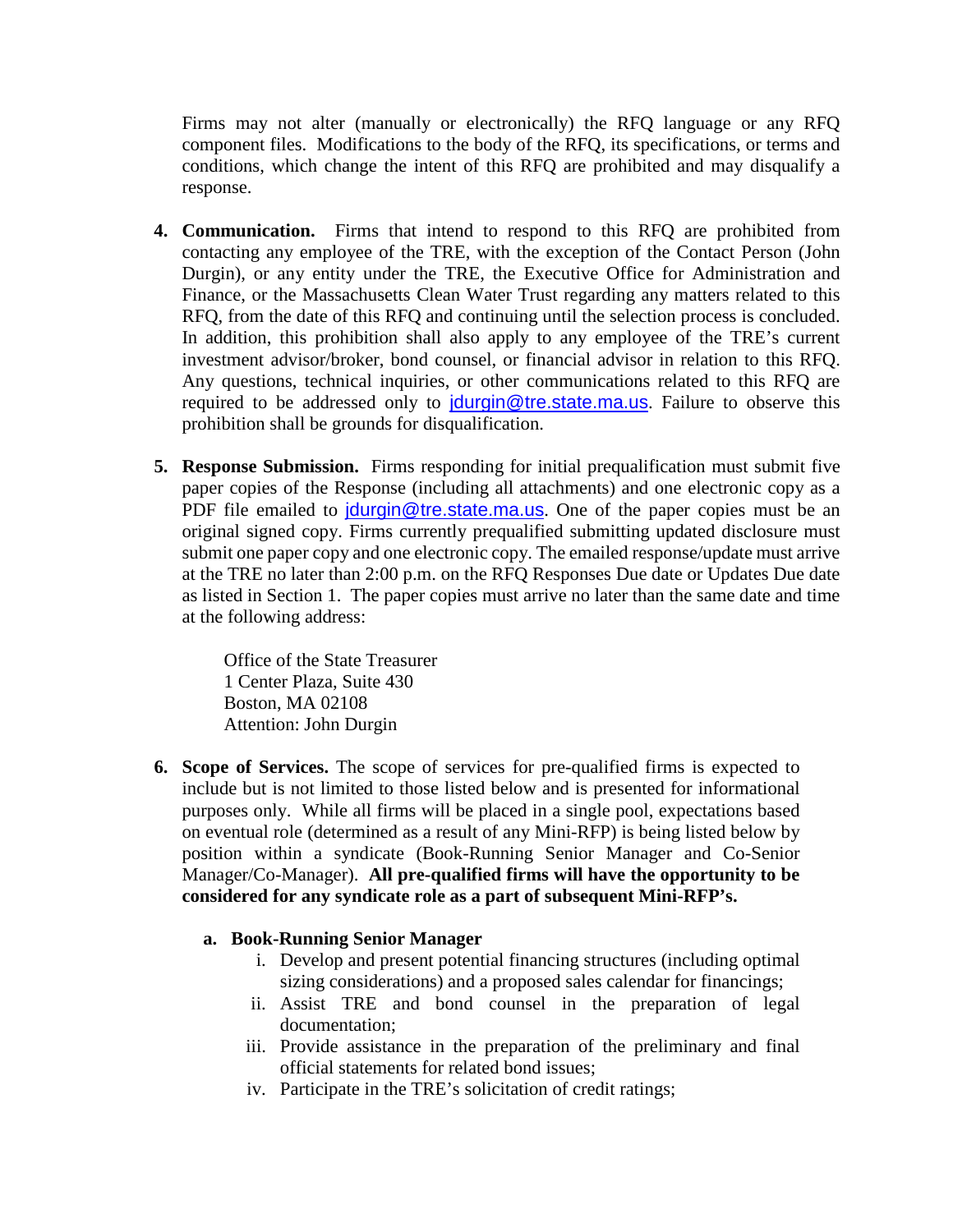Firms may not alter (manually or electronically) the RFQ language or any RFQ component files. Modifications to the body of the RFQ, its specifications, or terms and conditions, which change the intent of this RFQ are prohibited and may disqualify a response.

4. **Communication.** Firms that intend to respond to this RFQ are prohibited from contacting any employee of the TRE, with the exception of the Contact Person (John Durgin), or any entity under the TRE, the Executive Office for Administration and Finance, or the Massachusetts Clean Water Trust regarding any matters related to this RFQ, from the date of this RFQ and continuing until the selection process is concluded. In addition, this prohibition shall also apply to any employee of the TRE's current investment advisor/broker, bond counsel, or financial advisor in relation to this RFQ. Any questions, technical inquiries, or other communications related to this RFQ are required to be addressed only to jdurgin@tre.state.ma.us. Failure to observe this prohibition shall be grounds for disqualification.

5. **Response Submission.** Firms responding for initial prequalification must submit five paper copies of the Response (including all attachments) and one electronic copy as a PDF file emailed to jdurgin@tre.state.ma.us. One of the paper copies must be an original signed copy. Firms currently prequalified submitting updated disclosure must submit one paper copy and one electronic copy. The emailed response/update must arrive at the TRE no later than 2:00 p.m. on the RFQ Responses Due date or Updates Due date as listed in Section 1. The paper copies must arrive no later than the same date and time at the following address:

   Office of the State Treasurer
   1 Center Plaza, Suite 430
   Boston, MA 02108
   Attention: John Durgin

6. **Scope of Services.** The scope of services for pre-qualified firms is expected to include but is not limited to those listed below and is presented for informational purposes only. While all firms will be placed in a single pool, expectations based on eventual role (determined as a result of any Mini-RFP) is being listed below by position within a syndicate (Book-Running Senior Manager and Co-Senior Manager/Co-Manager). **All pre-qualified firms will have the opportunity to be considered for any syndicate role as a part of subsequent Mini-RFP's.**

   a. **Book-Running Senior Manager**
      i. Develop and present potential financing structures (including optimal sizing considerations) and a proposed sales calendar for financings;
      ii. Assist TRE and bond counsel in the preparation of legal documentation;
      iii. Provide assistance in the preparation of the preliminary and final official statements for related bond issues;
      iv. Participate in the TRE's solicitation of credit ratings;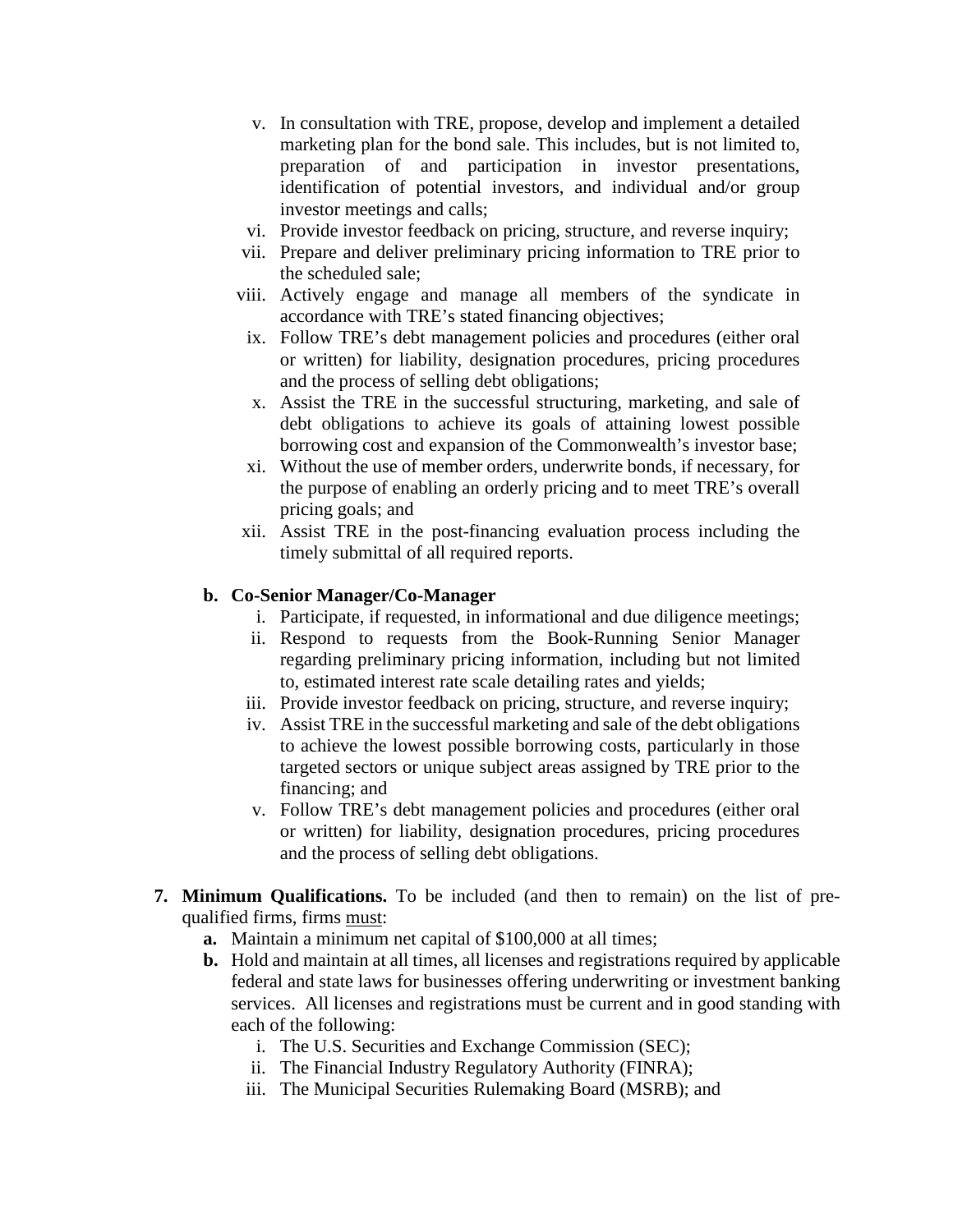v. In consultation with TRE, propose, develop and implement a detailed marketing plan for the bond sale. This includes, but is not limited to, preparation of and participation in investor presentations, identification of potential investors, and individual and/or group investor meetings and calls;

vi. Provide investor feedback on pricing, structure, and reverse inquiry;

vii. Prepare and deliver preliminary pricing information to TRE prior to the scheduled sale;

viii. Actively engage and manage all members of the syndicate in accordance with TRE's stated financing objectives;

ix. Follow TRE's debt management policies and procedures (either oral or written) for liability, designation procedures, pricing procedures and the process of selling debt obligations;

x. Assist the TRE in the successful structuring, marketing, and sale of debt obligations to achieve its goals of attaining lowest possible borrowing cost and expansion of the Commonwealth's investor base;

xi. Without the use of member orders, underwrite bonds, if necessary, for the purpose of enabling an orderly pricing and to meet TRE's overall pricing goals; and

xii. Assist TRE in the post-financing evaluation process including the timely submittal of all required reports.

**b. Co-Senior Manager/Co-Manager**

i. Participate, if requested, in informational and due diligence meetings;

ii. Respond to requests from the Book-Running Senior Manager regarding preliminary pricing information, including but not limited to, estimated interest rate scale detailing rates and yields;

iii. Provide investor feedback on pricing, structure, and reverse inquiry;

iv. Assist TRE in the successful marketing and sale of the debt obligations to achieve the lowest possible borrowing costs, particularly in those targeted sectors or unique subject areas assigned by TRE prior to the financing; and

v. Follow TRE's debt management policies and procedures (either oral or written) for liability, designation procedures, pricing procedures and the process of selling debt obligations.

**7. Minimum Qualifications.** To be included (and then to remain) on the list of pre-qualified firms, firms must:

**a.** Maintain a minimum net capital of $100,000 at all times;

**b.** Hold and maintain at all times, all licenses and registrations required by applicable federal and state laws for businesses offering underwriting or investment banking services. All licenses and registrations must be current and in good standing with each of the following:

i. The U.S. Securities and Exchange Commission (SEC);

ii. The Financial Industry Regulatory Authority (FINRA);

iii. The Municipal Securities Rulemaking Board (MSRB); and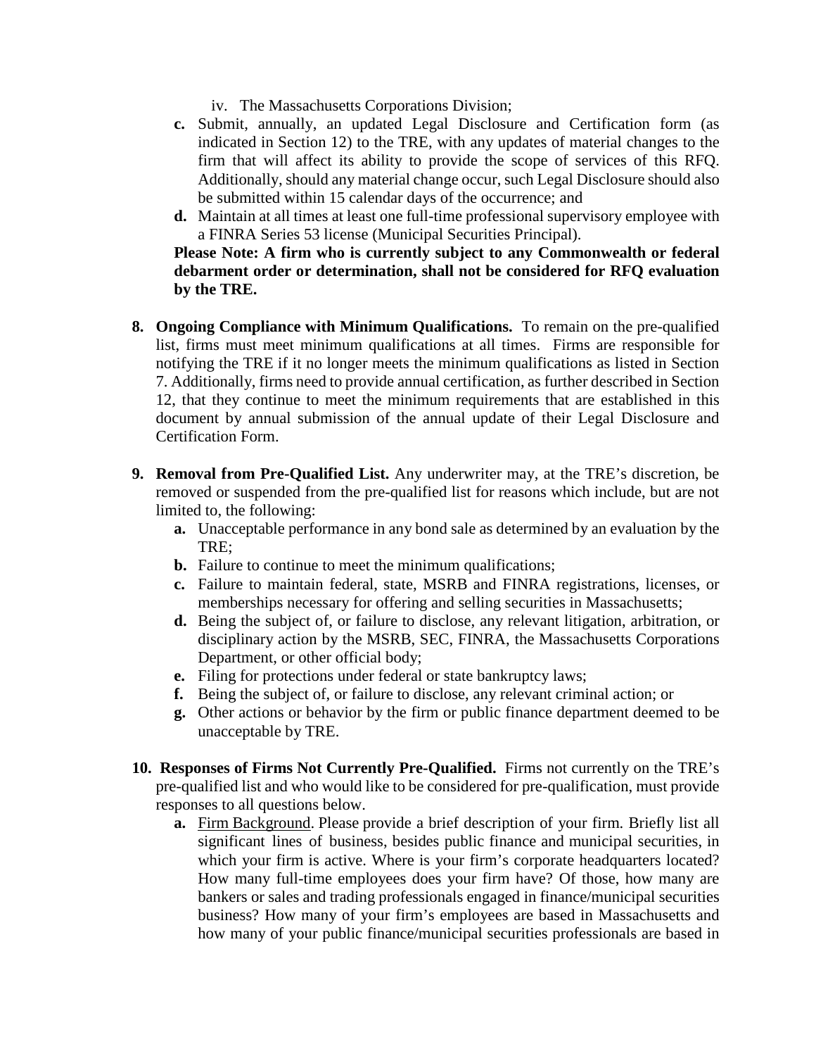iv. The Massachusetts Corporations Division;

   **c.** Submit, annually, an updated Legal Disclosure and Certification form (as indicated in Section 12) to the TRE, with any updates of material changes to the firm that will affect its ability to provide the scope of services of this RFQ. Additionally, should any material change occur, such Legal Disclosure should also be submitted within 15 calendar days of the occurrence; and

   **d.** Maintain at all times at least one full-time professional supervisory employee with a FINRA Series 53 license (Municipal Securities Principal).

   **Please Note: A firm who is currently subject to any Commonwealth or federal debarment order or determination, shall not be considered for RFQ evaluation by the TRE.**

**8. Ongoing Compliance with Minimum Qualifications.** To remain on the pre-qualified list, firms must meet minimum qualifications at all times. Firms are responsible for notifying the TRE if it no longer meets the minimum qualifications as listed in Section 7. Additionally, firms need to provide annual certification, as further described in Section 12, that they continue to meet the minimum requirements that are established in this document by annual submission of the annual update of their Legal Disclosure and Certification Form.

**9. Removal from Pre-Qualified List.** Any underwriter may, at the TRE's discretion, be removed or suspended from the pre-qualified list for reasons which include, but are not limited to, the following:

   **a.** Unacceptable performance in any bond sale as determined by an evaluation by the TRE;

   **b.** Failure to continue to meet the minimum qualifications;

   **c.** Failure to maintain federal, state, MSRB and FINRA registrations, licenses, or memberships necessary for offering and selling securities in Massachusetts;

   **d.** Being the subject of, or failure to disclose, any relevant litigation, arbitration, or disciplinary action by the MSRB, SEC, FINRA, the Massachusetts Corporations Department, or other official body;

   **e.** Filing for protections under federal or state bankruptcy laws;

   **f.** Being the subject of, or failure to disclose, any relevant criminal action; or

   **g.** Other actions or behavior by the firm or public finance department deemed to be unacceptable by TRE.

**10. Responses of Firms Not Currently Pre-Qualified.** Firms not currently on the TRE's pre-qualified list and who would like to be considered for pre-qualification, must provide responses to all questions below.

   **a.** Firm Background. Please provide a brief description of your firm. Briefly list all significant lines of business, besides public finance and municipal securities, in which your firm is active. Where is your firm's corporate headquarters located? How many full-time employees does your firm have? Of those, how many are bankers or sales and trading professionals engaged in finance/municipal securities business? How many of your firm's employees are based in Massachusetts and how many of your public finance/municipal securities professionals are based in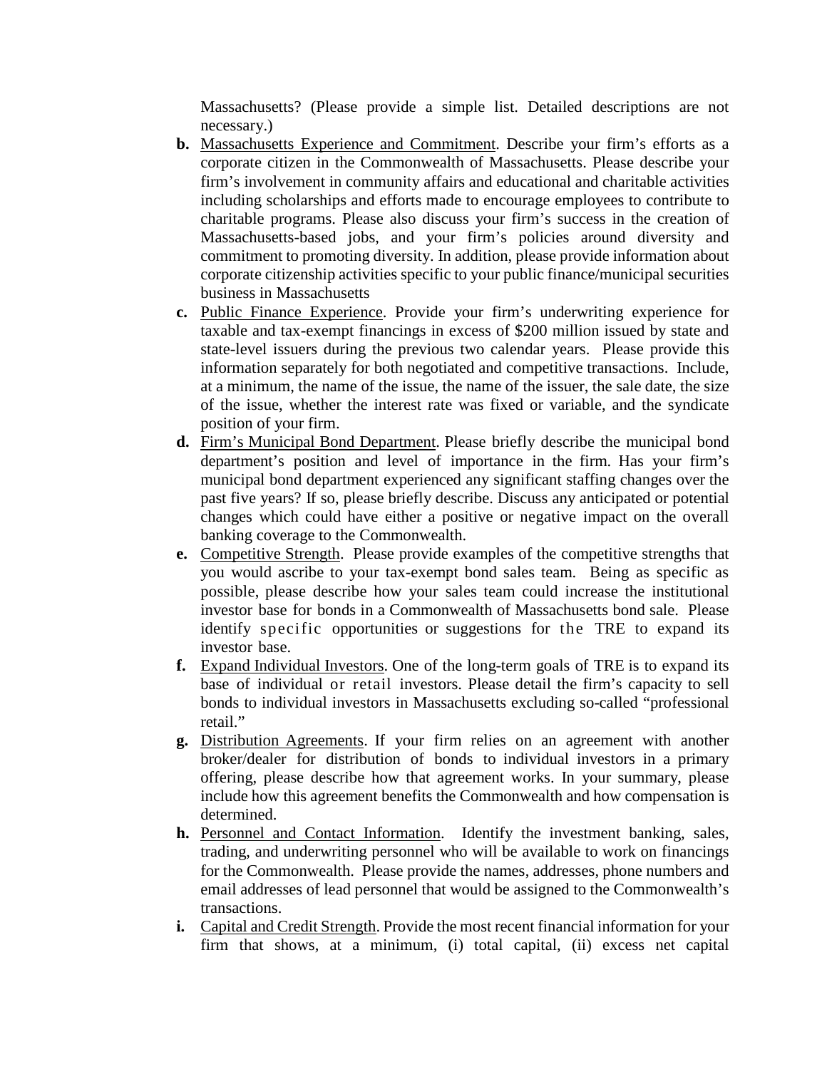Massachusetts? (Please provide a simple list. Detailed descriptions are not necessary.)

- **b.** <u>Massachusetts Experience and Commitment</u>. Describe your firm's efforts as a corporate citizen in the Commonwealth of Massachusetts. Please describe your firm's involvement in community affairs and educational and charitable activities including scholarships and efforts made to encourage employees to contribute to charitable programs. Please also discuss your firm's success in the creation of Massachusetts-based jobs, and your firm's policies around diversity and commitment to promoting diversity. In addition, please provide information about corporate citizenship activities specific to your public finance/municipal securities business in Massachusetts
- **c.** <u>Public Finance Experience</u>. Provide your firm's underwriting experience for taxable and tax-exempt financings in excess of $200 million issued by state and state-level issuers during the previous two calendar years. Please provide this information separately for both negotiated and competitive transactions. Include, at a minimum, the name of the issue, the name of the issuer, the sale date, the size of the issue, whether the interest rate was fixed or variable, and the syndicate position of your firm.
- **d.** <u>Firm's Municipal Bond Department</u>. Please briefly describe the municipal bond department's position and level of importance in the firm. Has your firm's municipal bond department experienced any significant staffing changes over the past five years? If so, please briefly describe. Discuss any anticipated or potential changes which could have either a positive or negative impact on the overall banking coverage to the Commonwealth.
- **e.** <u>Competitive Strength</u>. Please provide examples of the competitive strengths that you would ascribe to your tax-exempt bond sales team. Being as specific as possible, please describe how your sales team could increase the institutional investor base for bonds in a Commonwealth of Massachusetts bond sale. Please identify specific opportunities or suggestions for the TRE to expand its investor base.
- **f.** <u>Expand Individual Investors</u>. One of the long-term goals of TRE is to expand its base of individual or retail investors. Please detail the firm's capacity to sell bonds to individual investors in Massachusetts excluding so-called "professional retail."
- **g.** <u>Distribution Agreements</u>. If your firm relies on an agreement with another broker/dealer for distribution of bonds to individual investors in a primary offering, please describe how that agreement works. In your summary, please include how this agreement benefits the Commonwealth and how compensation is determined.
- **h.** <u>Personnel and Contact Information</u>. Identify the investment banking, sales, trading, and underwriting personnel who will be available to work on financings for the Commonwealth. Please provide the names, addresses, phone numbers and email addresses of lead personnel that would be assigned to the Commonwealth's transactions.
- **i.** <u>Capital and Credit Strength</u>. Provide the most recent financial information for your firm that shows, at a minimum, (i) total capital, (ii) excess net capital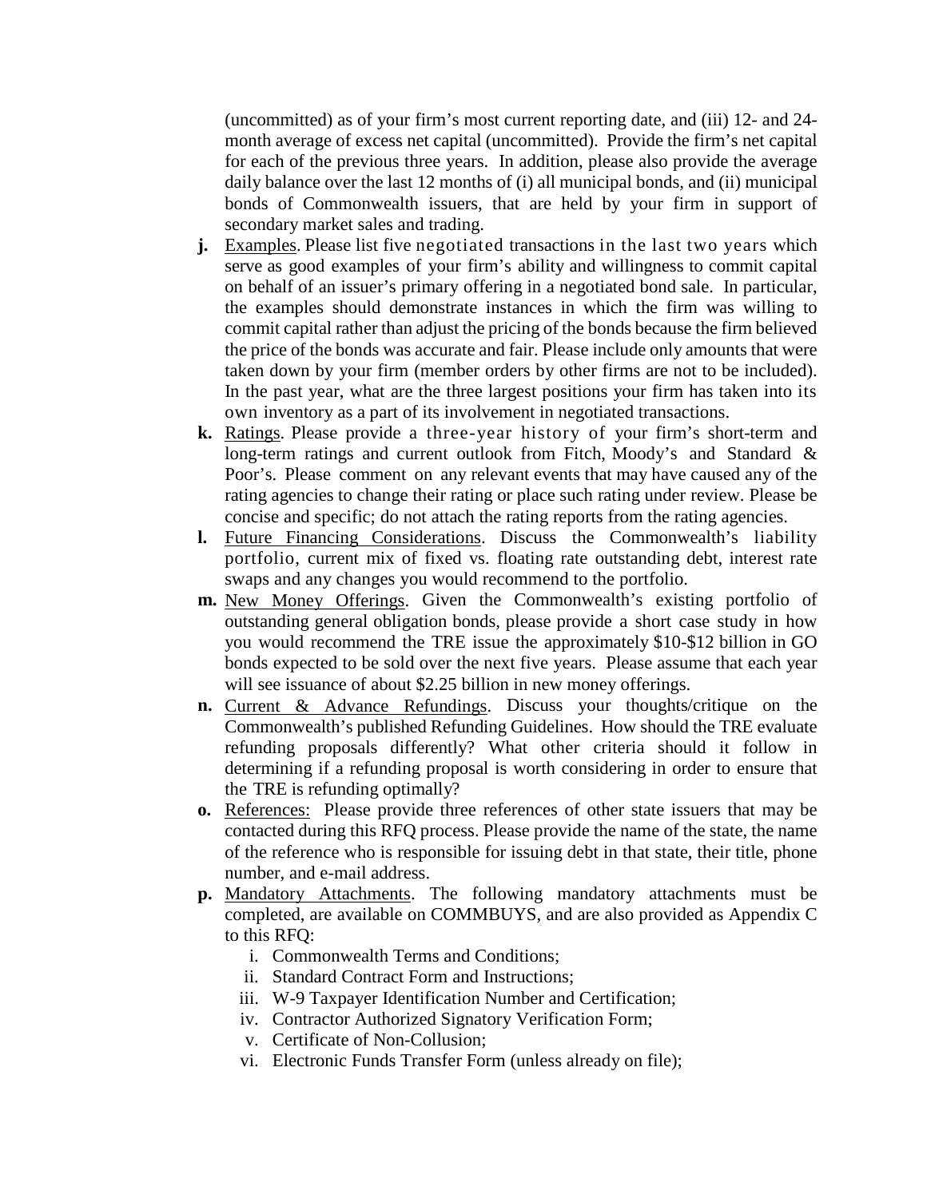(uncommitted) as of your firm's most current reporting date, and (iii) 12- and 24-month average of excess net capital (uncommitted). Provide the firm's net capital for each of the previous three years. In addition, please also provide the average daily balance over the last 12 months of (i) all municipal bonds, and (ii) municipal bonds of Commonwealth issuers, that are held by your firm in support of secondary market sales and trading.

**j.** Examples. Please list five negotiated transactions in the last two years which serve as good examples of your firm's ability and willingness to commit capital on behalf of an issuer's primary offering in a negotiated bond sale. In particular, the examples should demonstrate instances in which the firm was willing to commit capital rather than adjust the pricing of the bonds because the firm believed the price of the bonds was accurate and fair. Please include only amounts that were taken down by your firm (member orders by other firms are not to be included). In the past year, what are the three largest positions your firm has taken into its own inventory as a part of its involvement in negotiated transactions.

**k.** Ratings. Please provide a three-year history of your firm's short-term and long-term ratings and current outlook from Fitch, Moody's and Standard & Poor's. Please comment on any relevant events that may have caused any of the rating agencies to change their rating or place such rating under review. Please be concise and specific; do not attach the rating reports from the rating agencies.

**l.** Future Financing Considerations. Discuss the Commonwealth's liability portfolio, current mix of fixed vs. floating rate outstanding debt, interest rate swaps and any changes you would recommend to the portfolio.

**m.** New Money Offerings. Given the Commonwealth's existing portfolio of outstanding general obligation bonds, please provide a short case study in how you would recommend the TRE issue the approximately $10-$12 billion in GO bonds expected to be sold over the next five years. Please assume that each year will see issuance of about $2.25 billion in new money offerings.

**n.** Current & Advance Refundings. Discuss your thoughts/critique on the Commonwealth's published Refunding Guidelines. How should the TRE evaluate refunding proposals differently? What other criteria should it follow in determining if a refunding proposal is worth considering in order to ensure that the TRE is refunding optimally?

**o.** References: Please provide three references of other state issuers that may be contacted during this RFQ process. Please provide the name of the state, the name of the reference who is responsible for issuing debt in that state, their title, phone number, and e-mail address.

**p.** Mandatory Attachments. The following mandatory attachments must be completed, are available on COMMBUYS, and are also provided as Appendix C to this RFQ:

   i. Commonwealth Terms and Conditions;
   ii. Standard Contract Form and Instructions;
   iii. W-9 Taxpayer Identification Number and Certification;
   iv. Contractor Authorized Signatory Verification Form;
   v. Certificate of Non-Collusion;
   vi. Electronic Funds Transfer Form (unless already on file);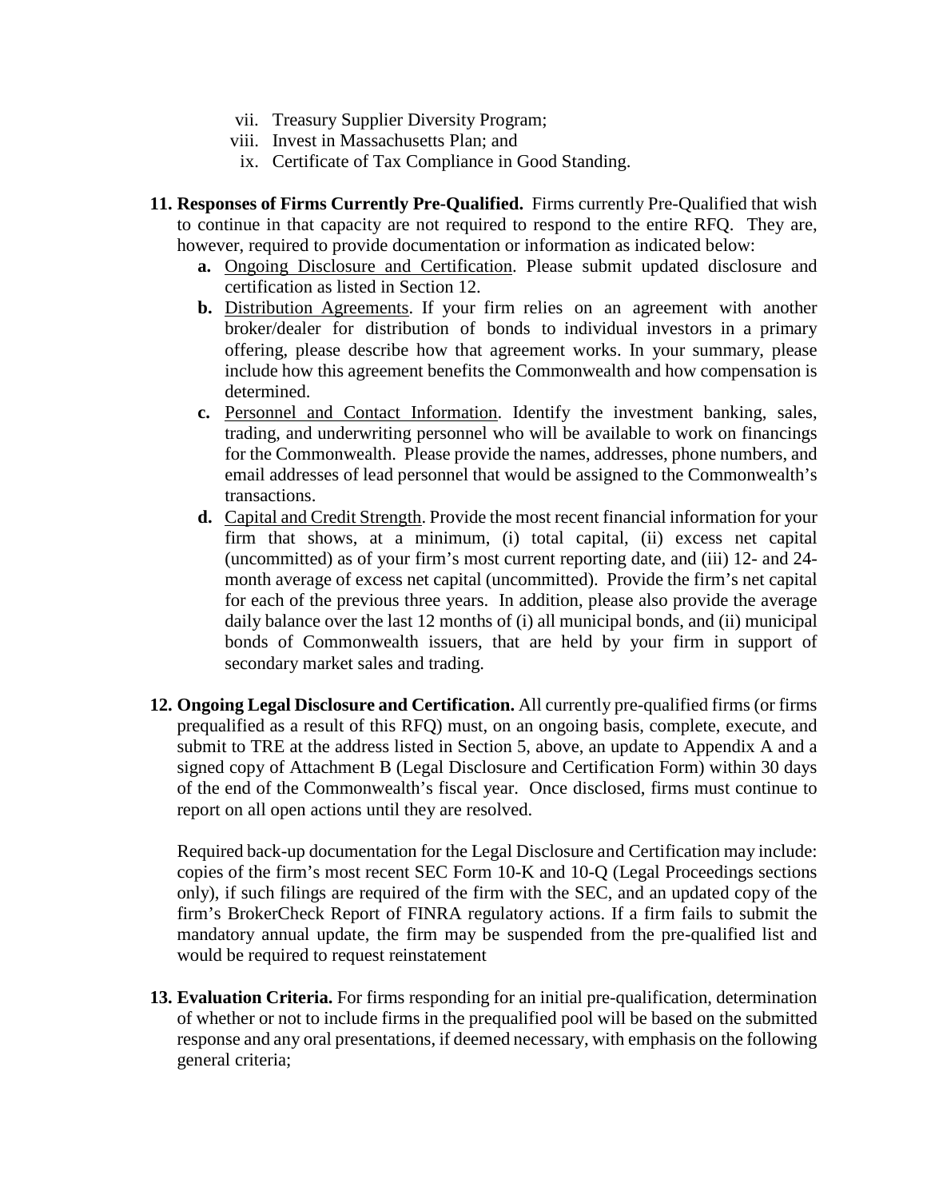vii. Treasury Supplier Diversity Program;
viii. Invest in Massachusetts Plan; and
ix. Certificate of Tax Compliance in Good Standing.

**11. Responses of Firms Currently Pre-Qualified.** Firms currently Pre-Qualified that wish to continue in that capacity are not required to respond to the entire RFQ. They are, however, required to provide documentation or information as indicated below:

**a.** Ongoing Disclosure and Certification. Please submit updated disclosure and certification as listed in Section 12.

**b.** Distribution Agreements. If your firm relies on an agreement with another broker/dealer for distribution of bonds to individual investors in a primary offering, please describe how that agreement works. In your summary, please include how this agreement benefits the Commonwealth and how compensation is determined.

**c.** Personnel and Contact Information. Identify the investment banking, sales, trading, and underwriting personnel who will be available to work on financings for the Commonwealth. Please provide the names, addresses, phone numbers, and email addresses of lead personnel that would be assigned to the Commonwealth's transactions.

**d.** Capital and Credit Strength. Provide the most recent financial information for your firm that shows, at a minimum, (i) total capital, (ii) excess net capital (uncommitted) as of your firm's most current reporting date, and (iii) 12- and 24-month average of excess net capital (uncommitted). Provide the firm's net capital for each of the previous three years. In addition, please also provide the average daily balance over the last 12 months of (i) all municipal bonds, and (ii) municipal bonds of Commonwealth issuers, that are held by your firm in support of secondary market sales and trading.

**12. Ongoing Legal Disclosure and Certification.** All currently pre-qualified firms (or firms prequalified as a result of this RFQ) must, on an ongoing basis, complete, execute, and submit to TRE at the address listed in Section 5, above, an update to Appendix A and a signed copy of Attachment B (Legal Disclosure and Certification Form) within 30 days of the end of the Commonwealth's fiscal year. Once disclosed, firms must continue to report on all open actions until they are resolved.

Required back-up documentation for the Legal Disclosure and Certification may include: copies of the firm's most recent SEC Form 10-K and 10-Q (Legal Proceedings sections only), if such filings are required of the firm with the SEC, and an updated copy of the firm's BrokerCheck Report of FINRA regulatory actions. If a firm fails to submit the mandatory annual update, the firm may be suspended from the pre-qualified list and would be required to request reinstatement

**13. Evaluation Criteria.** For firms responding for an initial pre-qualification, determination of whether or not to include firms in the prequalified pool will be based on the submitted response and any oral presentations, if deemed necessary, with emphasis on the following general criteria;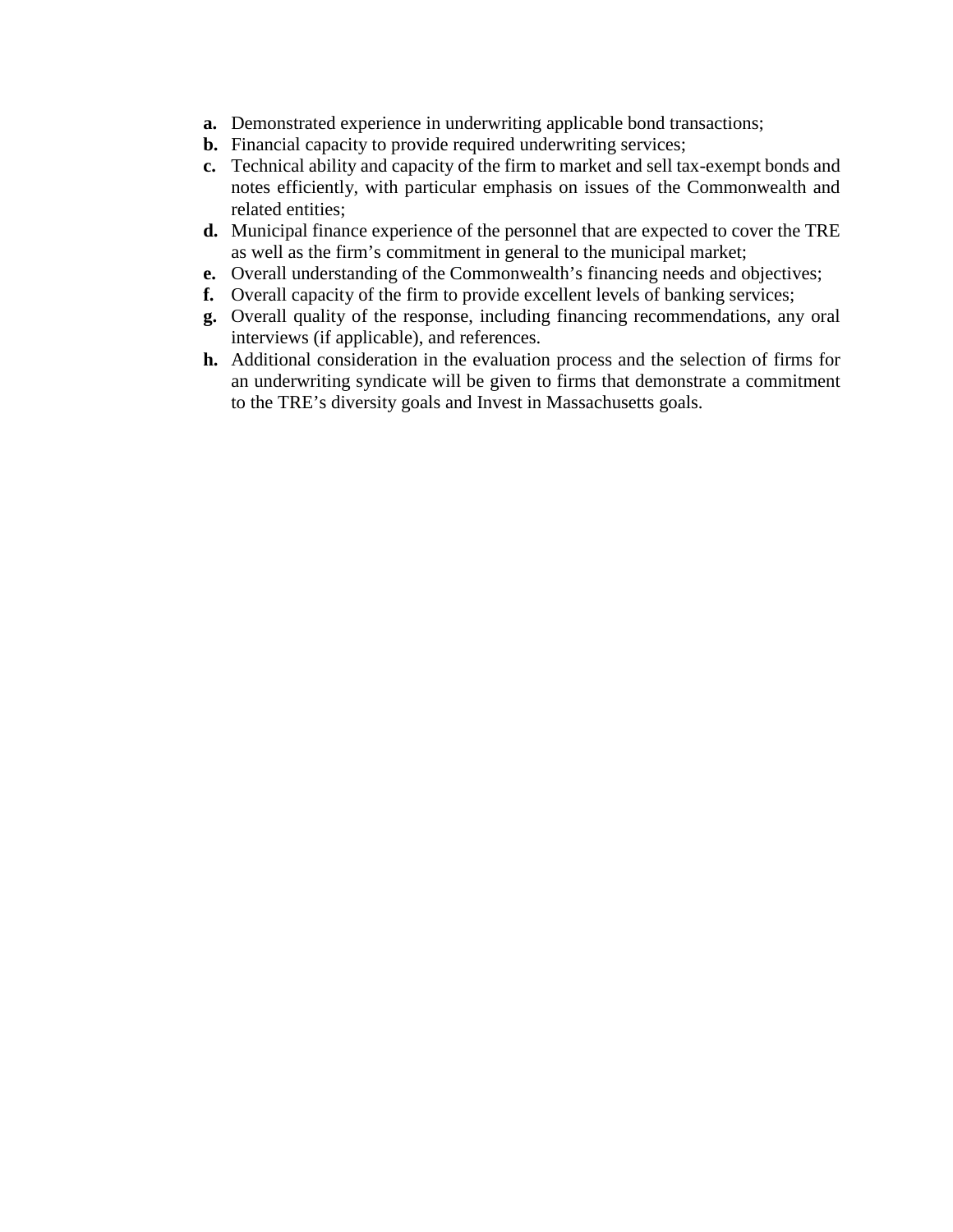- **a.** Demonstrated experience in underwriting applicable bond transactions;
- **b.** Financial capacity to provide required underwriting services;
- **c.** Technical ability and capacity of the firm to market and sell tax-exempt bonds and notes efficiently, with particular emphasis on issues of the Commonwealth and related entities;
- **d.** Municipal finance experience of the personnel that are expected to cover the TRE as well as the firm's commitment in general to the municipal market;
- **e.** Overall understanding of the Commonwealth's financing needs and objectives;
- **f.** Overall capacity of the firm to provide excellent levels of banking services;
- **g.** Overall quality of the response, including financing recommendations, any oral interviews (if applicable), and references.
- **h.** Additional consideration in the evaluation process and the selection of firms for an underwriting syndicate will be given to firms that demonstrate a commitment to the TRE's diversity goals and Invest in Massachusetts goals.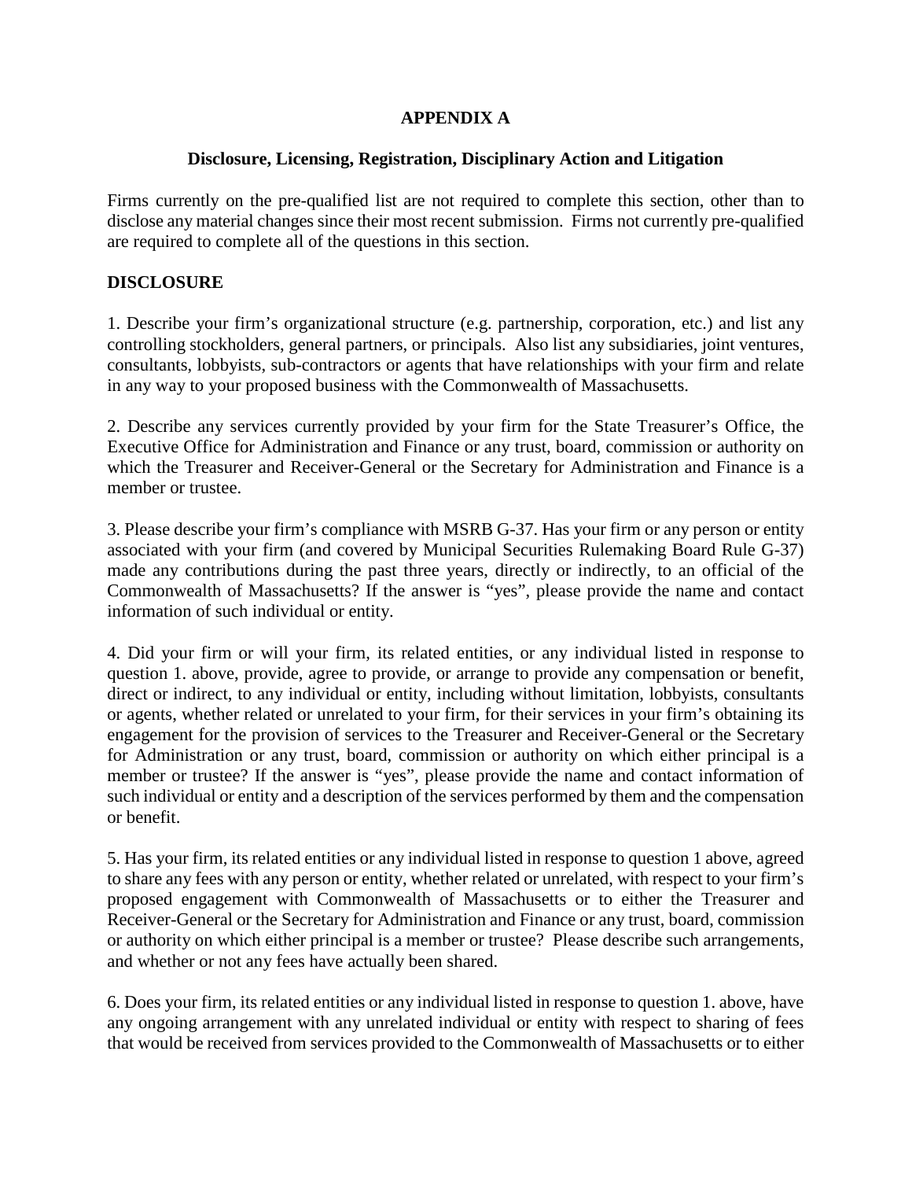# APPENDIX A

## Disclosure, Licensing, Registration, Disciplinary Action and Litigation

Firms currently on the pre-qualified list are not required to complete this section, other than to disclose any material changes since their most recent submission. Firms not currently pre-qualified are required to complete all of the questions in this section.

### DISCLOSURE

1. Describe your firm's organizational structure (e.g. partnership, corporation, etc.) and list any controlling stockholders, general partners, or principals. Also list any subsidiaries, joint ventures, consultants, lobbyists, sub-contractors or agents that have relationships with your firm and relate in any way to your proposed business with the Commonwealth of Massachusetts.

2. Describe any services currently provided by your firm for the State Treasurer's Office, the Executive Office for Administration and Finance or any trust, board, commission or authority on which the Treasurer and Receiver-General or the Secretary for Administration and Finance is a member or trustee.

3. Please describe your firm's compliance with MSRB G-37. Has your firm or any person or entity associated with your firm (and covered by Municipal Securities Rulemaking Board Rule G-37) made any contributions during the past three years, directly or indirectly, to an official of the Commonwealth of Massachusetts? If the answer is "yes", please provide the name and contact information of such individual or entity.

4. Did your firm or will your firm, its related entities, or any individual listed in response to question 1. above, provide, agree to provide, or arrange to provide any compensation or benefit, direct or indirect, to any individual or entity, including without limitation, lobbyists, consultants or agents, whether related or unrelated to your firm, for their services in your firm's obtaining its engagement for the provision of services to the Treasurer and Receiver-General or the Secretary for Administration or any trust, board, commission or authority on which either principal is a member or trustee? If the answer is "yes", please provide the name and contact information of such individual or entity and a description of the services performed by them and the compensation or benefit.

5. Has your firm, its related entities or any individual listed in response to question 1 above, agreed to share any fees with any person or entity, whether related or unrelated, with respect to your firm's proposed engagement with Commonwealth of Massachusetts or to either the Treasurer and Receiver-General or the Secretary for Administration and Finance or any trust, board, commission or authority on which either principal is a member or trustee? Please describe such arrangements, and whether or not any fees have actually been shared.

6. Does your firm, its related entities or any individual listed in response to question 1. above, have any ongoing arrangement with any unrelated individual or entity with respect to sharing of fees that would be received from services provided to the Commonwealth of Massachusetts or to either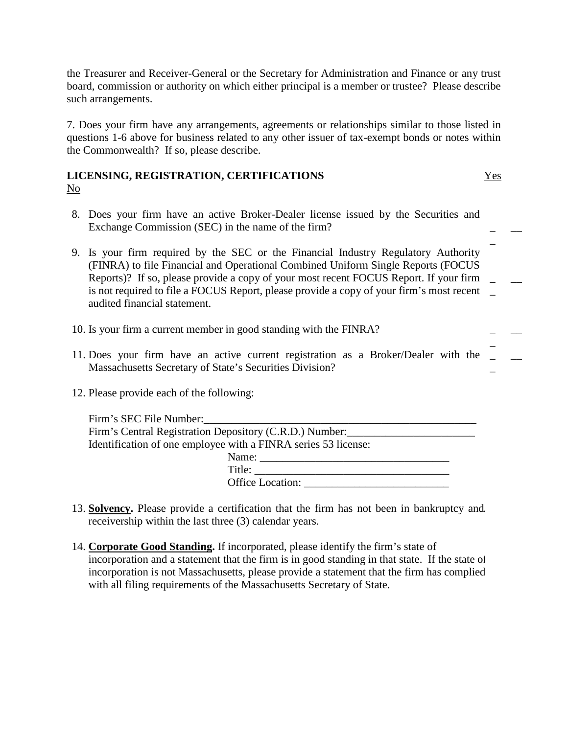the Treasurer and Receiver-General or the Secretary for Administration and Finance or any trust board, commission or authority on which either principal is a member or trustee? Please describe such arrangements.

7. Does your firm have any arrangements, agreements or relationships similar to those listed in questions 1-6 above for business related to any other issuer of tax-exempt bonds or notes within the Commonwealth? If so, please describe.

**LICENSING, REGISTRATION, CERTIFICATIONS** Yes No

| | Question | Yes | No |
|---|---|---|---|
| 8. | Does your firm have an active Broker-Dealer license issued by the Securities and Exchange Commission (SEC) in the name of the firm? | __ | __ |
| 9. | Is your firm required by the SEC or the Financial Industry Regulatory Authority (FINRA) to file Financial and Operational Combined Uniform Single Reports (FOCUS Reports)? If so, please provide a copy of your most recent FOCUS Report. If your firm is not required to file a FOCUS Report, please provide a copy of your firm's most recent audited financial statement. | __ | __ |
| 10. | Is your firm a current member in good standing with the FINRA? | __ | __ |
| 11. | Does your firm have an active current registration as a Broker/Dealer with the Massachusetts Secretary of State's Securities Division? | __ | __ |

12. Please provide each of the following:

    Firm's SEC File Number:___________________________________________________
    Firm's Central Registration Depository (C.R.D.) Number:_______________________
    Identification of one employee with a FINRA series 53 license:
    Name: __________________________________
    Title: ___________________________________
    Office Location: __________________________

13. **Solvency.** Please provide a certification that the firm has not been in bankruptcy and/ receivership within the last three (3) calendar years.

14. **Corporate Good Standing.** If incorporated, please identify the firm's state of incorporation and a statement that the firm is in good standing in that state. If the state of incorporation is not Massachusetts, please provide a statement that the firm has complied with all filing requirements of the Massachusetts Secretary of State.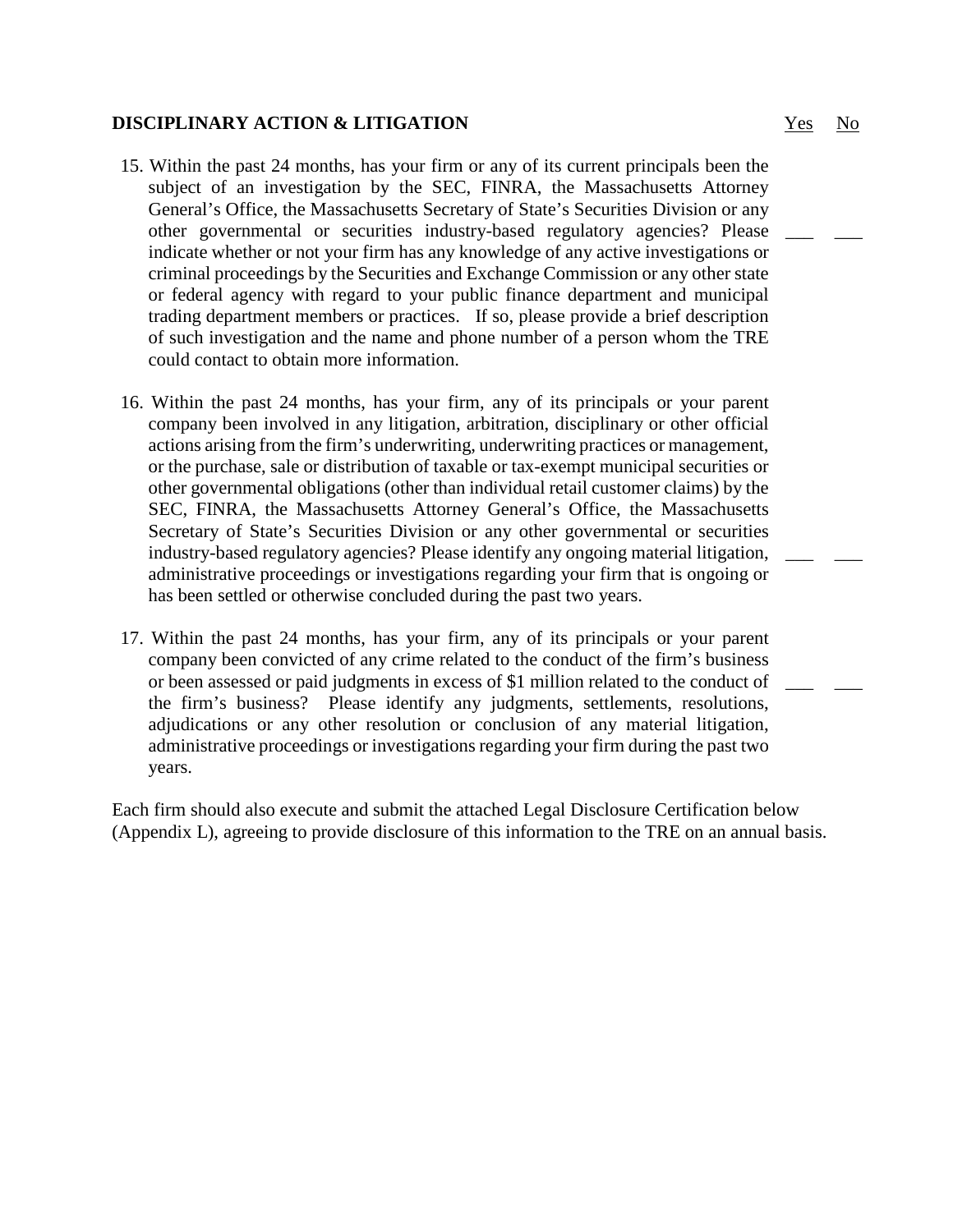## DISCIPLINARY ACTION & LITIGATION

Yes No

15. Within the past 24 months, has your firm or any of its current principals been the subject of an investigation by the SEC, FINRA, the Massachusetts Attorney General's Office, the Massachusetts Secretary of State's Securities Division or any other governmental or securities industry-based regulatory agencies? Please indicate whether or not your firm has any knowledge of any active investigations or criminal proceedings by the Securities and Exchange Commission or any other state or federal agency with regard to your public finance department and municipal trading department members or practices. If so, please provide a brief description of such investigation and the name and phone number of a person whom the TRE could contact to obtain more information. \_\_\_ \_\_\_

16. Within the past 24 months, has your firm, any of its principals or your parent company been involved in any litigation, arbitration, disciplinary or other official actions arising from the firm's underwriting, underwriting practices or management, or the purchase, sale or distribution of taxable or tax-exempt municipal securities or other governmental obligations (other than individual retail customer claims) by the SEC, FINRA, the Massachusetts Attorney General's Office, the Massachusetts Secretary of State's Securities Division or any other governmental or securities industry-based regulatory agencies? Please identify any ongoing material litigation, administrative proceedings or investigations regarding your firm that is ongoing or has been settled or otherwise concluded during the past two years. \_\_\_ \_\_\_

17. Within the past 24 months, has your firm, any of its principals or your parent company been convicted of any crime related to the conduct of the firm's business or been assessed or paid judgments in excess of $1 million related to the conduct of the firm's business? Please identify any judgments, settlements, resolutions, adjudications or any other resolution or conclusion of any material litigation, administrative proceedings or investigations regarding your firm during the past two years. \_\_\_ \_\_\_

Each firm should also execute and submit the attached Legal Disclosure Certification below (Appendix L), agreeing to provide disclosure of this information to the TRE on an annual basis.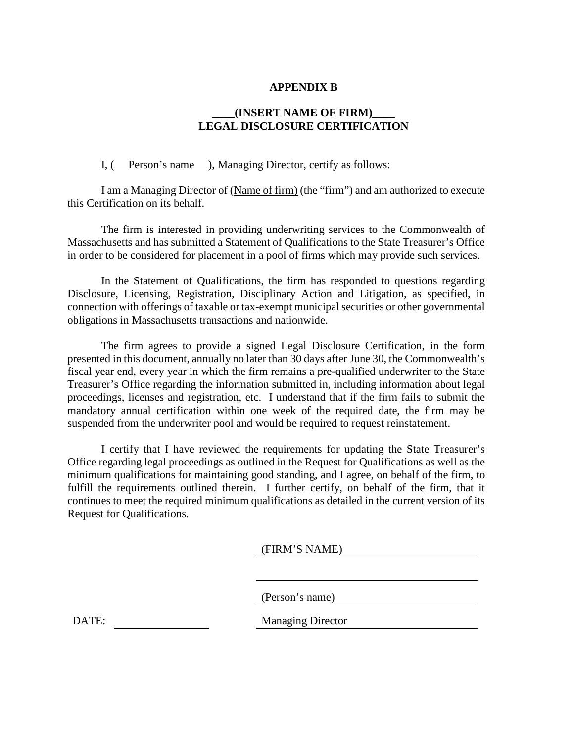**APPENDIX B**

**____(INSERT NAME OF FIRM)____**
**LEGAL DISCLOSURE CERTIFICATION**

I, ( Person's name ), Managing Director, certify as follows:

I am a Managing Director of (Name of firm) (the "firm") and am authorized to execute this Certification on its behalf.

The firm is interested in providing underwriting services to the Commonwealth of Massachusetts and has submitted a Statement of Qualifications to the State Treasurer's Office in order to be considered for placement in a pool of firms which may provide such services.

In the Statement of Qualifications, the firm has responded to questions regarding Disclosure, Licensing, Registration, Disciplinary Action and Litigation, as specified, in connection with offerings of taxable or tax-exempt municipal securities or other governmental obligations in Massachusetts transactions and nationwide.

The firm agrees to provide a signed Legal Disclosure Certification, in the form presented in this document, annually no later than 30 days after June 30, the Commonwealth's fiscal year end, every year in which the firm remains a pre-qualified underwriter to the State Treasurer's Office regarding the information submitted in, including information about legal proceedings, licenses and registration, etc. I understand that if the firm fails to submit the mandatory annual certification within one week of the required date, the firm may be suspended from the underwriter pool and would be required to request reinstatement.

I certify that I have reviewed the requirements for updating the State Treasurer's Office regarding legal proceedings as outlined in the Request for Qualifications as well as the minimum qualifications for maintaining good standing, and I agree, on behalf of the firm, to fulfill the requirements outlined therein. I further certify, on behalf of the firm, that it continues to meet the required minimum qualifications as detailed in the current version of its Request for Qualifications.

(FIRM'S NAME) ______________________

______________________

(Person's name) ______________________

DATE: ______________ Managing Director ______________________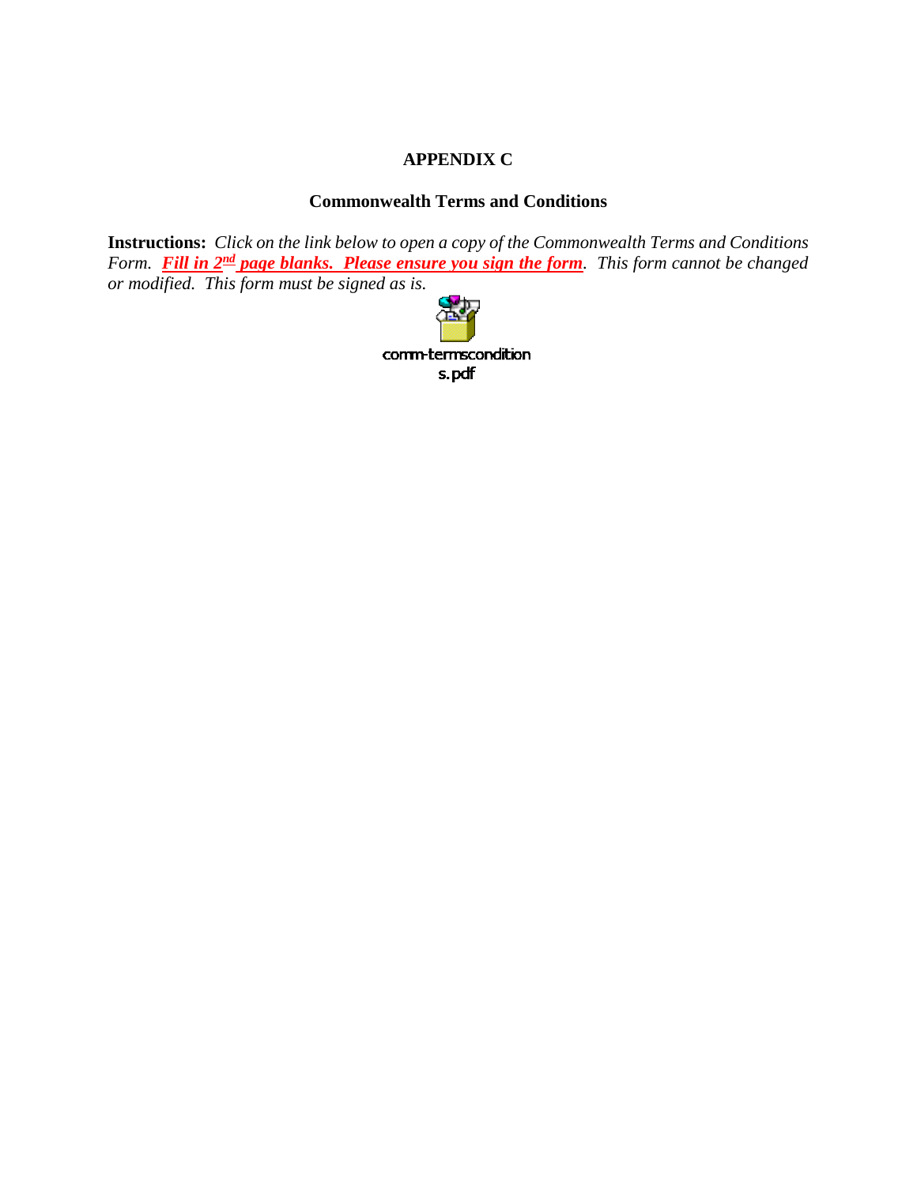**APPENDIX C**

**Commonwealth Terms and Conditions**

**Instructions:** *Click on the link below to open a copy of the Commonwealth Terms and Conditions Form.* ***Fill in 2nd page blanks. Please ensure you sign the form****. This form cannot be changed or modified. This form must be signed as is.*

comm-termsconditions.pdf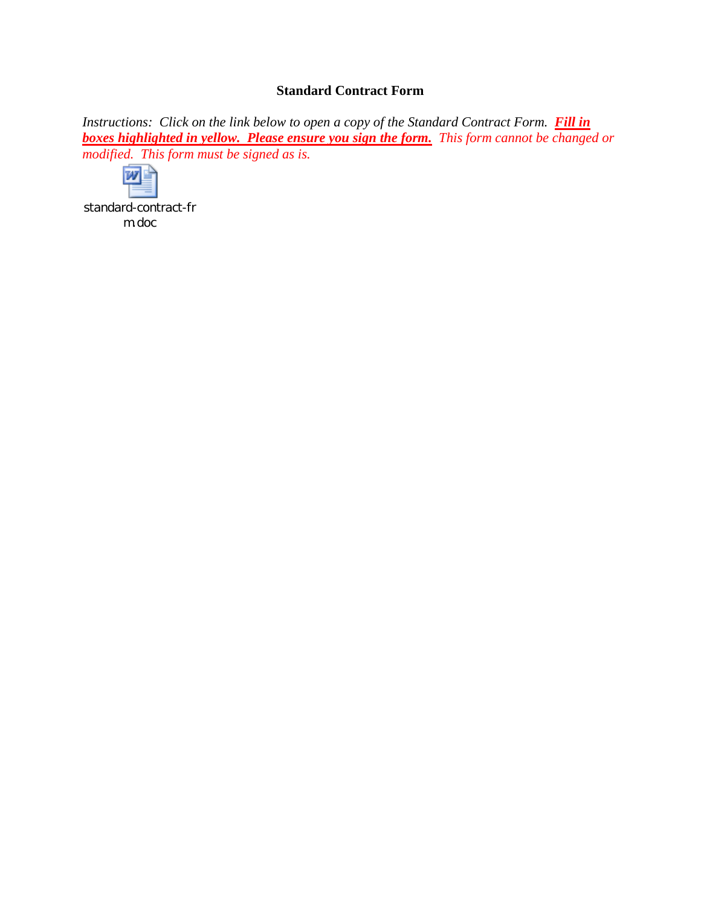**Standard Contract Form**

*Instructions: Click on the link below to open a copy of the Standard Contract Form.* ***Fill in boxes highlighted in yellow. Please ensure you sign the form.*** *This form cannot be changed or modified. This form must be signed as is.*

standard-contract-frm.doc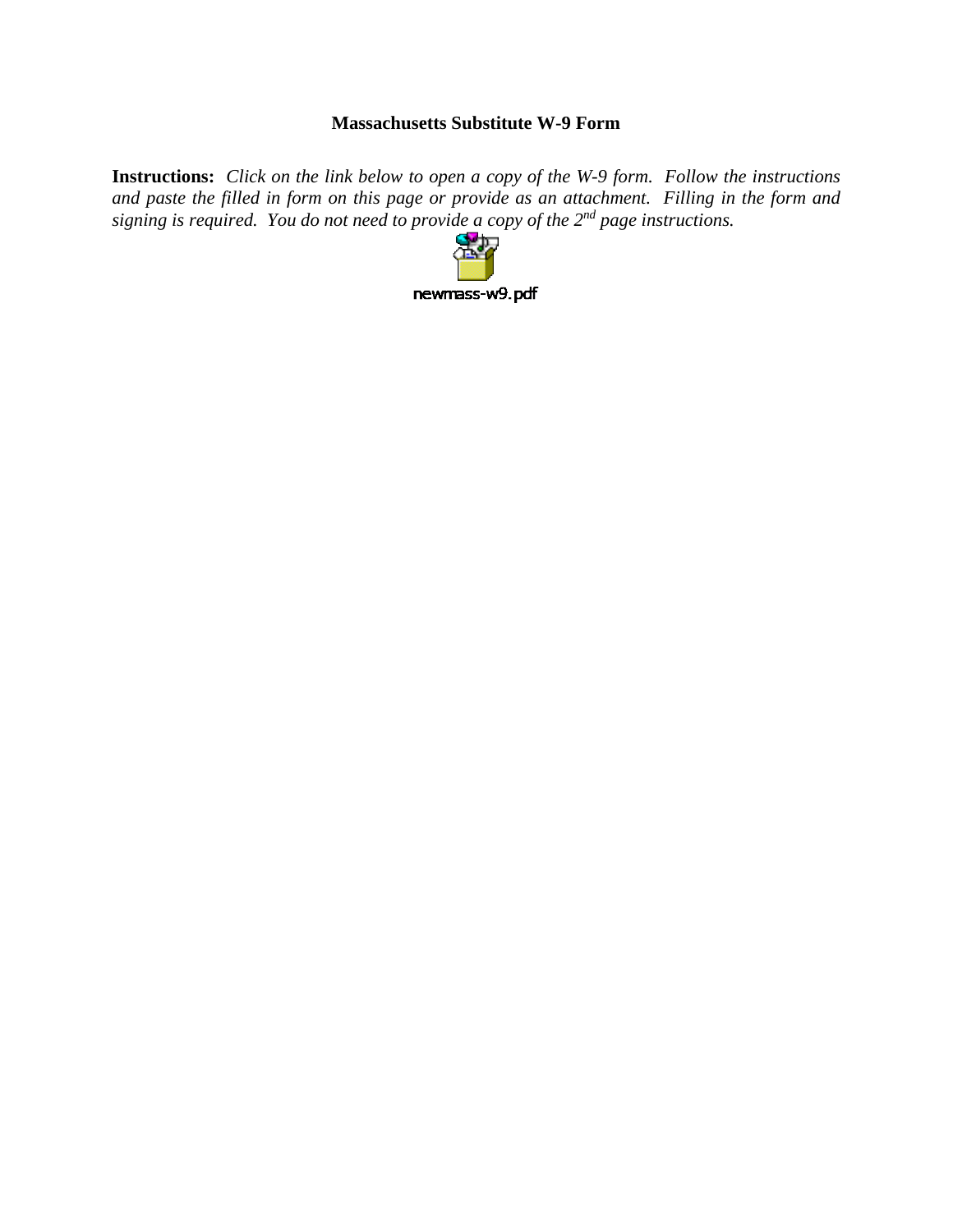# Massachusetts Substitute W-9 Form

**Instructions:** *Click on the link below to open a copy of the W-9 form. Follow the instructions and paste the filled in form on this page or provide as an attachment. Filling in the form and signing is required. You do not need to provide a copy of the 2nd page instructions.*

newmass-w9.pdf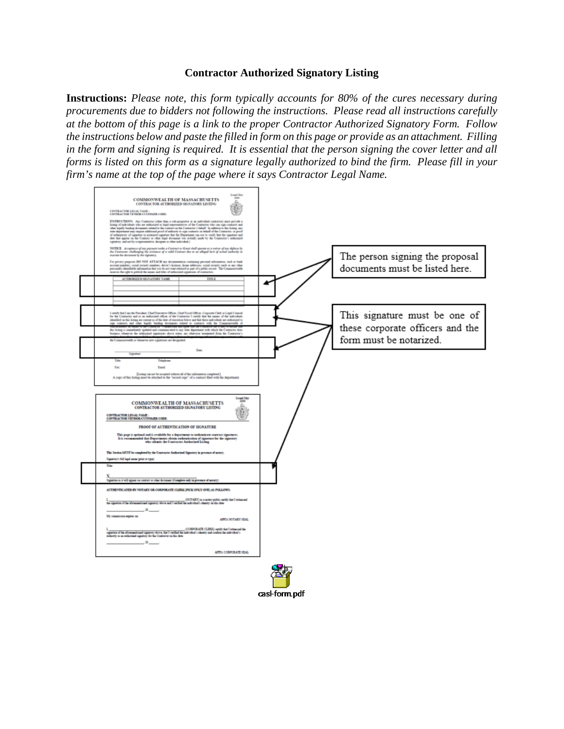# Contractor Authorized Signatory Listing

**Instructions:** *Please note, this form typically accounts for 80% of the cures necessary during procurements due to bidders not following the instructions. Please read all instructions carefully at the bottom of this page is a link to the proper Contractor Authorized Signatory Form. Follow the instructions below and paste the filled in form on this page or provide as an attachment. Filling in the form and signing is required. It is essential that the person signing the cover letter and all forms is listed on this form as a signature legally authorized to bind the firm. Please fill in your firm's name at the top of the page where it says Contractor Legal Name.*

The person signing the proposal documents must be listed here.

This signature must be one of these corporate officers and the form must be notarized.

casl-form.pdf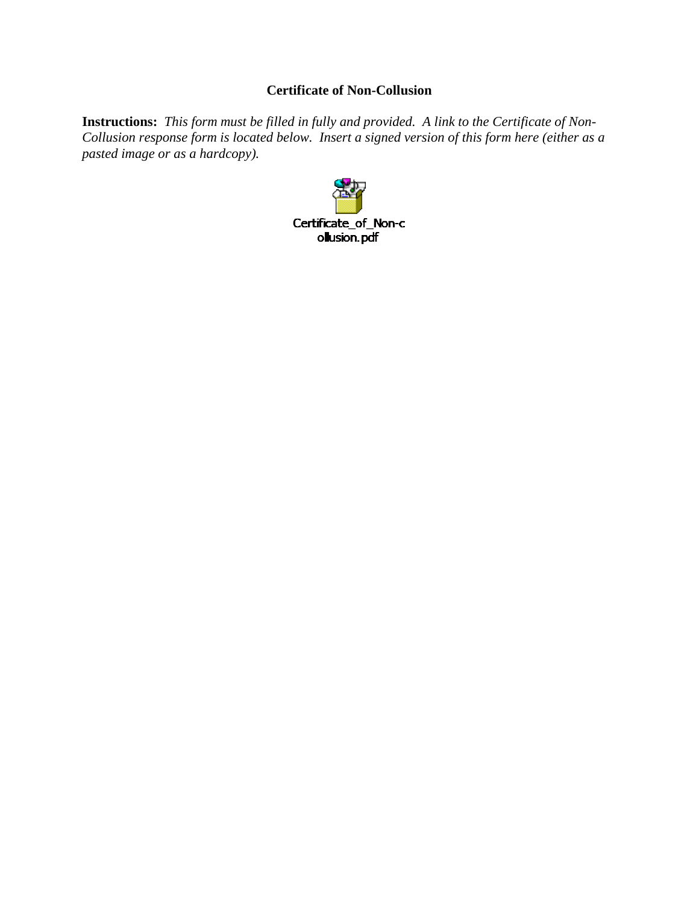## Certificate of Non-Collusion

**Instructions:** *This form must be filled in fully and provided. A link to the Certificate of Non-Collusion response form is located below. Insert a signed version of this form here (either as a pasted image or as a hardcopy).*

Certificate_of_Non-collusion.pdf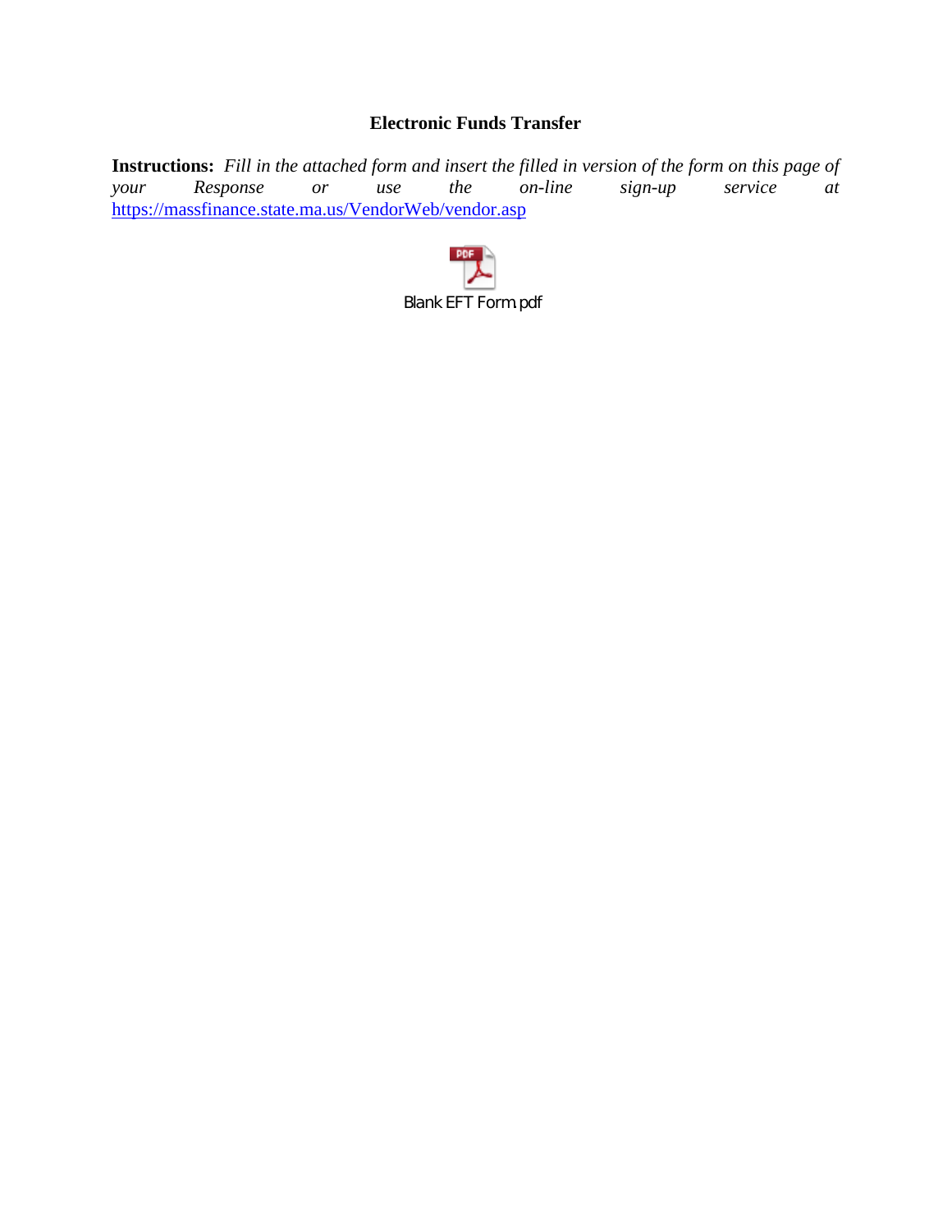## Electronic Funds Transfer

**Instructions:** *Fill in the attached form and insert the filled in version of the form on this page of your Response or use the on-line sign-up service at* https://massfinance.state.ma.us/VendorWeb/vendor.asp

Blank EFT Form.pdf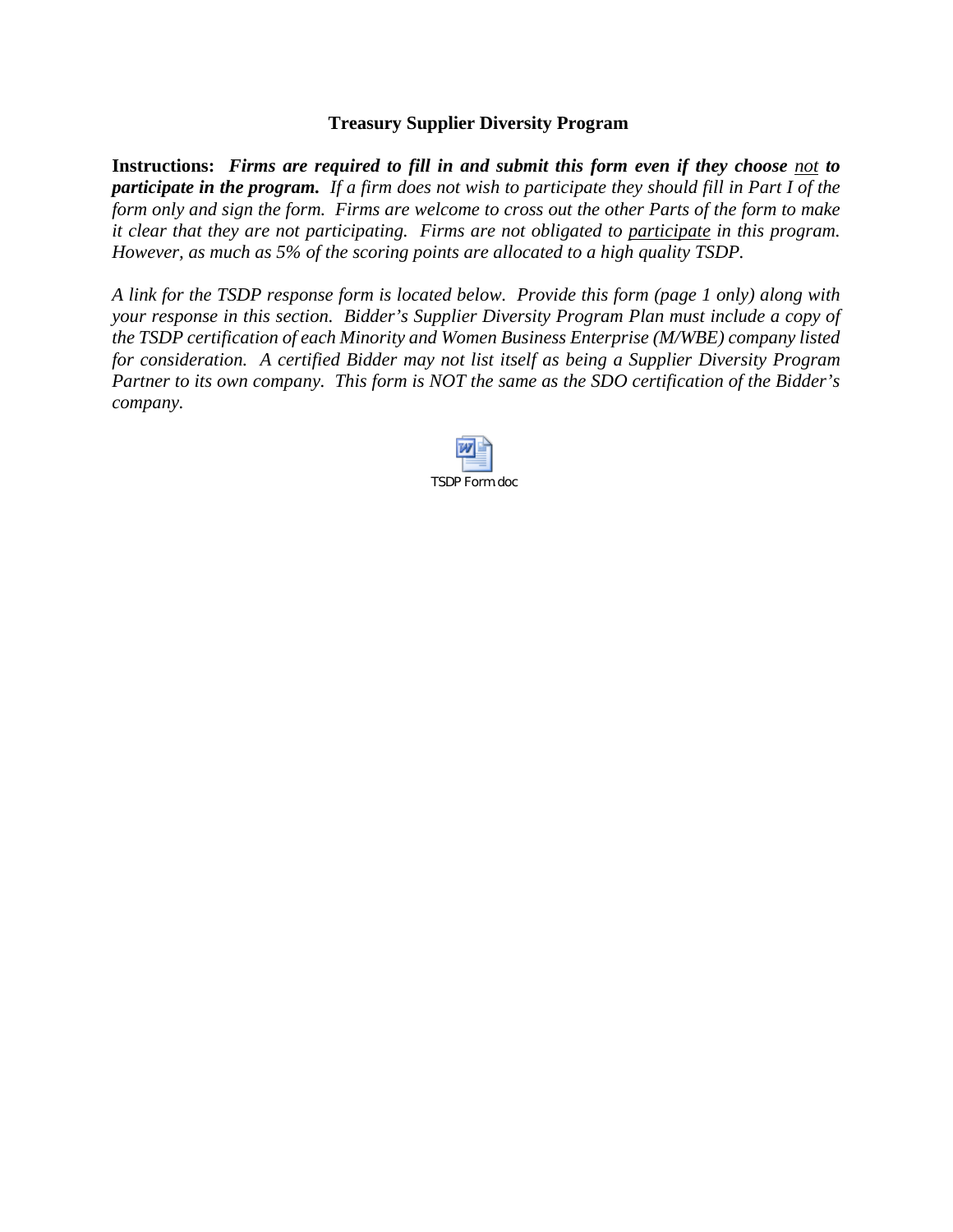**Treasury Supplier Diversity Program**

**Instructions:** ***Firms are required to fill in and submit this form even if they choose*** *<u>not</u>* ***to participate in the program.*** *If a firm does not wish to participate they should fill in Part I of the form only and sign the form. Firms are welcome to cross out the other Parts of the form to make it clear that they are not participating. Firms are not obligated to <u>participate</u> in this program. However, as much as 5% of the scoring points are allocated to a high quality TSDP.*

*A link for the TSDP response form is located below. Provide this form (page 1 only) along with your response in this section. Bidder's Supplier Diversity Program Plan must include a copy of the TSDP certification of each Minority and Women Business Enterprise (M/WBE) company listed for consideration. A certified Bidder may not list itself as being a Supplier Diversity Program Partner to its own company. This form is NOT the same as the SDO certification of the Bidder's company.*

TSDP Form.doc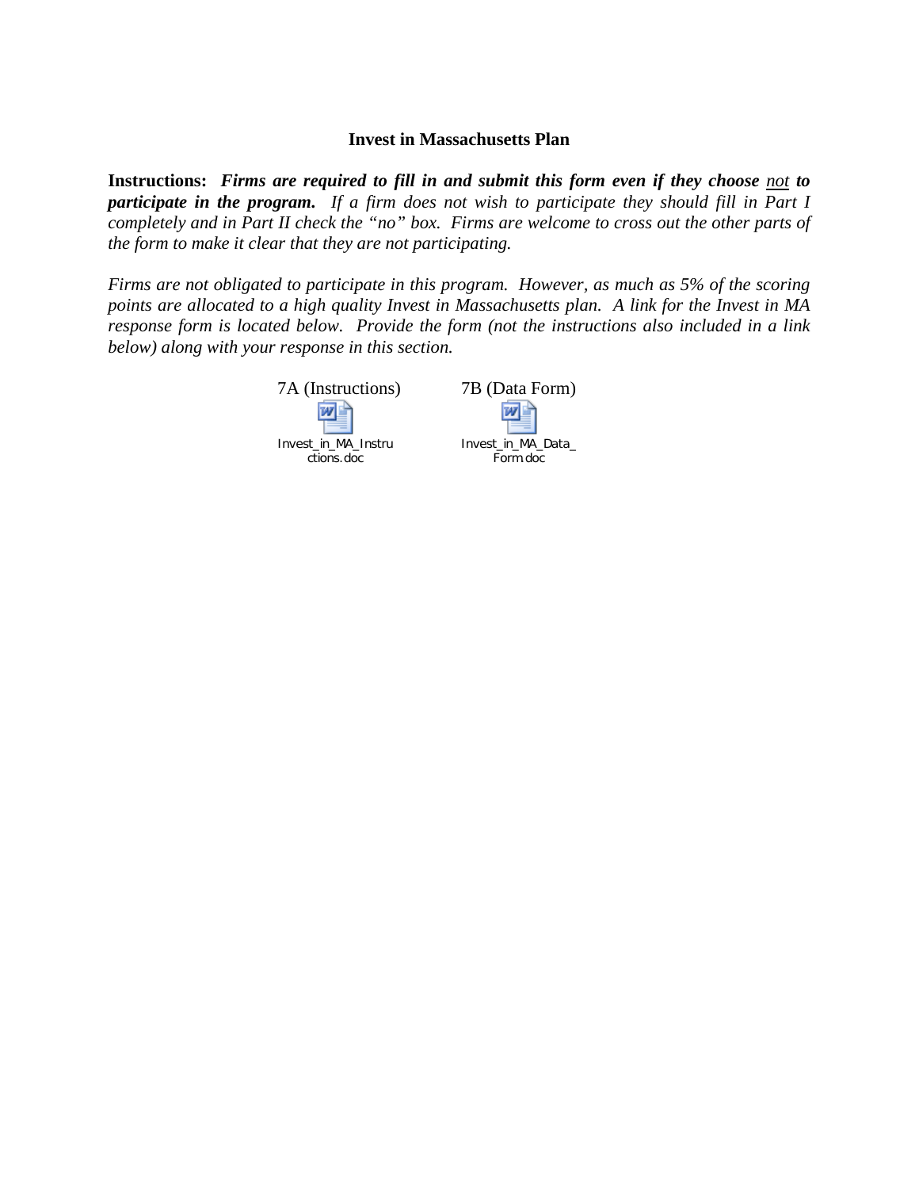**Invest in Massachusetts Plan**

**Instructions:** ***Firms are required to fill in and submit this form even if they choose*** *<u>not</u>* ***to participate in the program.*** *If a firm does not wish to participate they should fill in Part I completely and in Part II check the "no" box. Firms are welcome to cross out the other parts of the form to make it clear that they are not participating.*

*Firms are not obligated to participate in this program. However, as much as 5% of the scoring points are allocated to a high quality Invest in Massachusetts plan. A link for the Invest in MA response form is located below. Provide the form (not the instructions also included in a link below) along with your response in this section.*

7A (Instructions)

Invest_in_MA_Instructions.doc

7B (Data Form)

Invest_in_MA_Data_Form.doc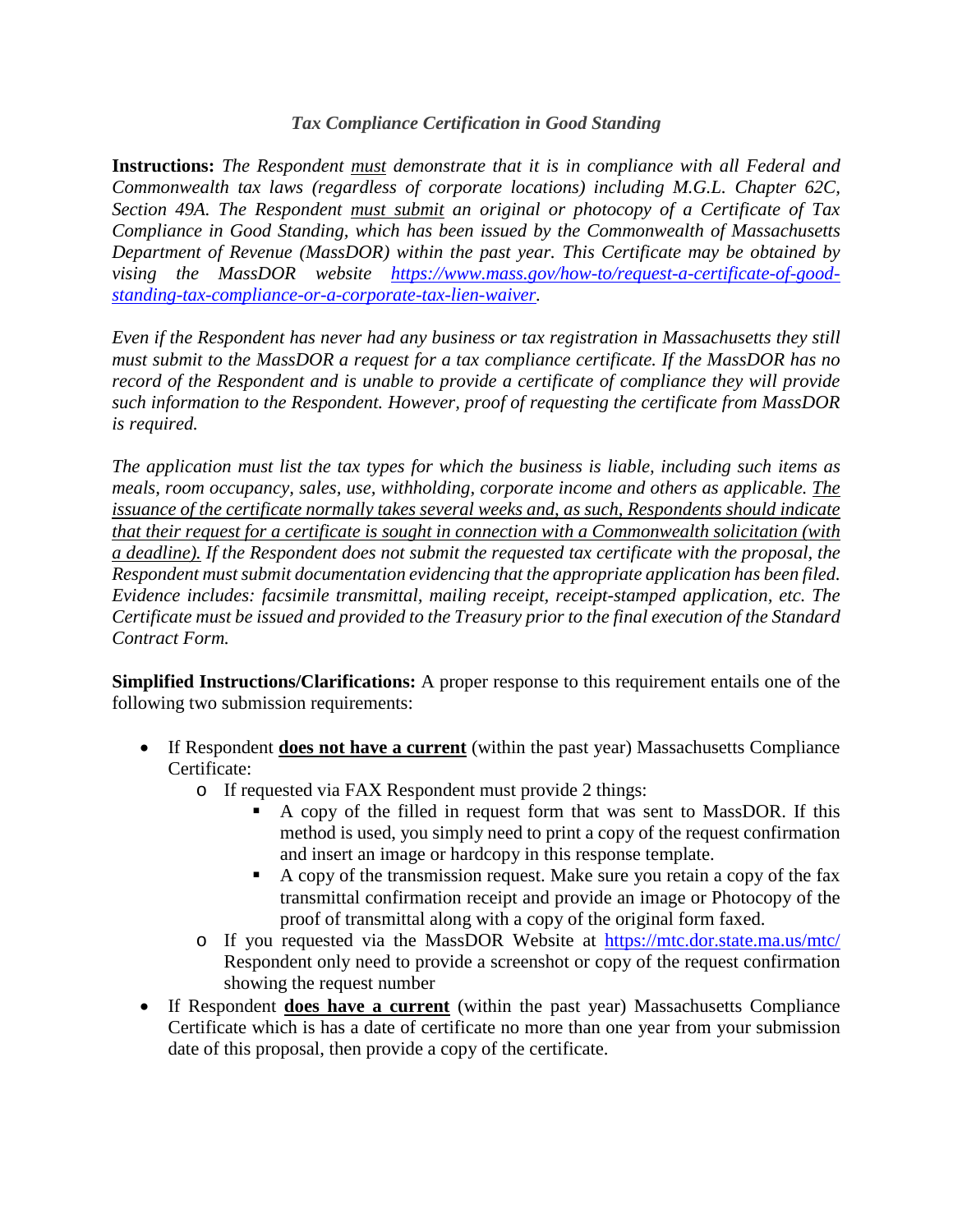*Tax Compliance Certification in Good Standing*

**Instructions:** *The Respondent <u>must</u> demonstrate that it is in compliance with all Federal and Commonwealth tax laws (regardless of corporate locations) including M.G.L. Chapter 62C, Section 49A. The Respondent <u>must submit</u> an original or photocopy of a Certificate of Tax Compliance in Good Standing, which has been issued by the Commonwealth of Massachusetts Department of Revenue (MassDOR) within the past year. This Certificate may be obtained by vising the MassDOR website [https://www.mass.gov/how-to/request-a-certificate-of-good-standing-tax-compliance-or-a-corporate-tax-lien-waiver](https://www.mass.gov/how-to/request-a-certificate-of-good-standing-tax-compliance-or-a-corporate-tax-lien-waiver).*

*Even if the Respondent has never had any business or tax registration in Massachusetts they still must submit to the MassDOR a request for a tax compliance certificate. If the MassDOR has no record of the Respondent and is unable to provide a certificate of compliance they will provide such information to the Respondent. However, proof of requesting the certificate from MassDOR is required.*

*The application must list the tax types for which the business is liable, including such items as meals, room occupancy, sales, use, withholding, corporate income and others as applicable. <u>The issuance of the certificate normally takes several weeks and, as such, Respondents should indicate that their request for a certificate is sought in connection with a Commonwealth solicitation (with a deadline).</u> If the Respondent does not submit the requested tax certificate with the proposal, the Respondent must submit documentation evidencing that the appropriate application has been filed. Evidence includes: facsimile transmittal, mailing receipt, receipt-stamped application, etc. The Certificate must be issued and provided to the Treasury prior to the final execution of the Standard Contract Form.*

**Simplified Instructions/Clarifications:** A proper response to this requirement entails one of the following two submission requirements:

- If Respondent **<u>does not have a current</u>** (within the past year) Massachusetts Compliance Certificate:
  - If requested via FAX Respondent must provide 2 things:
    - A copy of the filled in request form that was sent to MassDOR. If this method is used, you simply need to print a copy of the request confirmation and insert an image or hardcopy in this response template.
    - A copy of the transmission request. Make sure you retain a copy of the fax transmittal confirmation receipt and provide an image or Photocopy of the proof of transmittal along with a copy of the original form faxed.
  - If you requested via the MassDOR Website at [https://mtc.dor.state.ma.us/mtc/](https://mtc.dor.state.ma.us/mtc/) Respondent only need to provide a screenshot or copy of the request confirmation showing the request number
- If Respondent **<u>does have a current</u>** (within the past year) Massachusetts Compliance Certificate which is has a date of certificate no more than one year from your submission date of this proposal, then provide a copy of the certificate.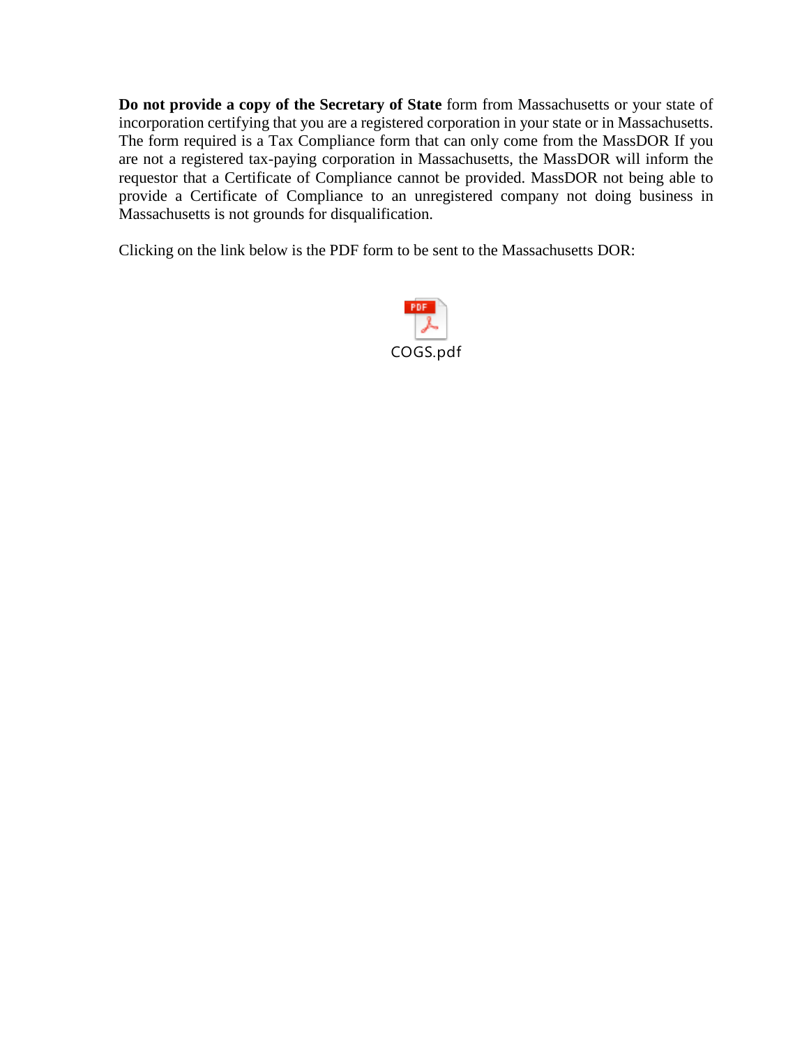**Do not provide a copy of the Secretary of State** form from Massachusetts or your state of incorporation certifying that you are a registered corporation in your state or in Massachusetts. The form required is a Tax Compliance form that can only come from the MassDOR If you are not a registered tax-paying corporation in Massachusetts, the MassDOR will inform the requestor that a Certificate of Compliance cannot be provided. MassDOR not being able to provide a Certificate of Compliance to an unregistered company not doing business in Massachusetts is not grounds for disqualification.

Clicking on the link below is the PDF form to be sent to the Massachusetts DOR:

COGS.pdf